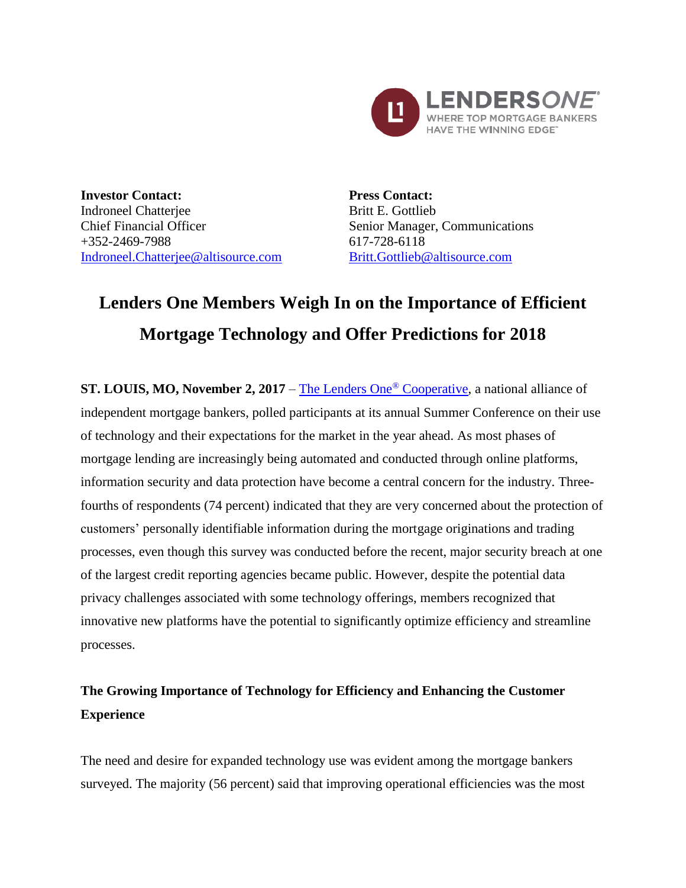LENDERS*ONE*®
WHERE TOP MORTGAGE BANKERS HAVE THE WINNING EDGE™

**Investor Contact:**
Indroneel Chatterjee
Chief Financial Officer
+352-2469-7988
Indroneel.Chatterjee@altisource.com

**Press Contact:**
Britt E. Gottlieb
Senior Manager, Communications
617-728-6118
Britt.Gottlieb@altisource.com

# Lenders One Members Weigh In on the Importance of Efficient Mortgage Technology and Offer Predictions for 2018

**ST. LOUIS, MO, November 2, 2017** – The Lenders One® Cooperative, a national alliance of independent mortgage bankers, polled participants at its annual Summer Conference on their use of technology and their expectations for the market in the year ahead. As most phases of mortgage lending are increasingly being automated and conducted through online platforms, information security and data protection have become a central concern for the industry. Three-fourths of respondents (74 percent) indicated that they are very concerned about the protection of customers' personally identifiable information during the mortgage originations and trading processes, even though this survey was conducted before the recent, major security breach at one of the largest credit reporting agencies became public. However, despite the potential data privacy challenges associated with some technology offerings, members recognized that innovative new platforms have the potential to significantly optimize efficiency and streamline processes.

**The Growing Importance of Technology for Efficiency and Enhancing the Customer Experience**

The need and desire for expanded technology use was evident among the mortgage bankers surveyed. The majority (56 percent) said that improving operational efficiencies was the most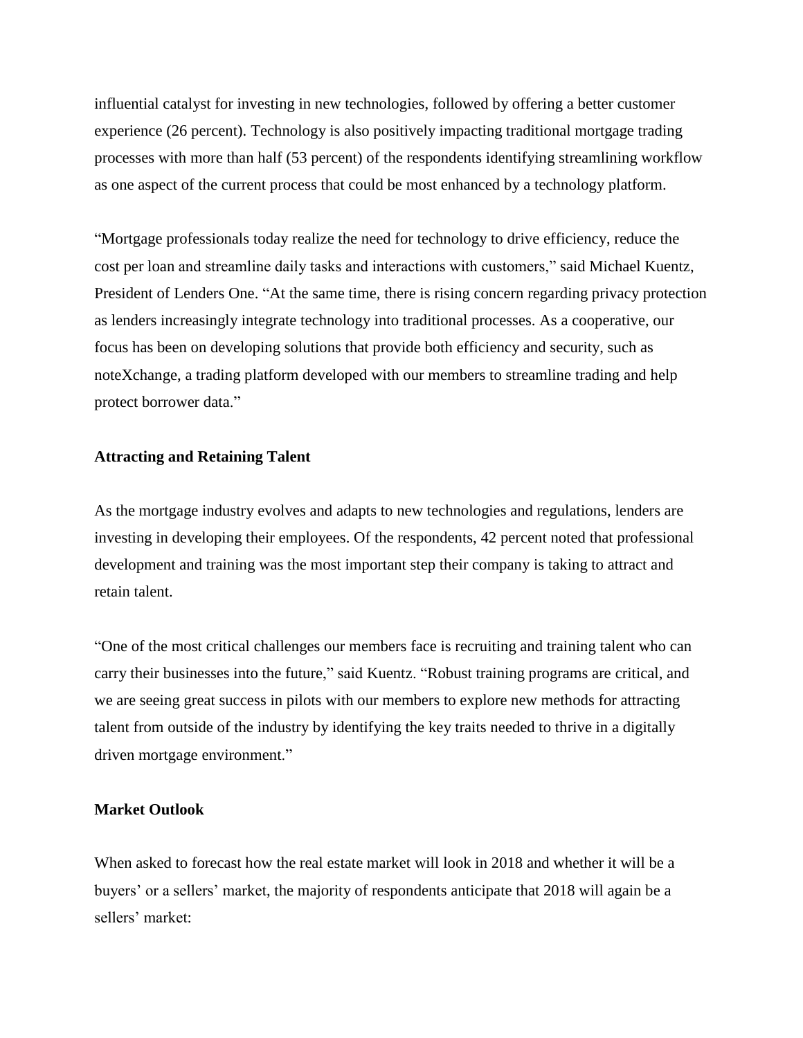influential catalyst for investing in new technologies, followed by offering a better customer experience (26 percent). Technology is also positively impacting traditional mortgage trading processes with more than half (53 percent) of the respondents identifying streamlining workflow as one aspect of the current process that could be most enhanced by a technology platform.

"Mortgage professionals today realize the need for technology to drive efficiency, reduce the cost per loan and streamline daily tasks and interactions with customers," said Michael Kuentz, President of Lenders One. "At the same time, there is rising concern regarding privacy protection as lenders increasingly integrate technology into traditional processes. As a cooperative, our focus has been on developing solutions that provide both efficiency and security, such as noteXchange, a trading platform developed with our members to streamline trading and help protect borrower data."

**Attracting and Retaining Talent**

As the mortgage industry evolves and adapts to new technologies and regulations, lenders are investing in developing their employees. Of the respondents, 42 percent noted that professional development and training was the most important step their company is taking to attract and retain talent.

"One of the most critical challenges our members face is recruiting and training talent who can carry their businesses into the future," said Kuentz. "Robust training programs are critical, and we are seeing great success in pilots with our members to explore new methods for attracting talent from outside of the industry by identifying the key traits needed to thrive in a digitally driven mortgage environment."

**Market Outlook**

When asked to forecast how the real estate market will look in 2018 and whether it will be a buyers' or a sellers' market, the majority of respondents anticipate that 2018 will again be a sellers' market: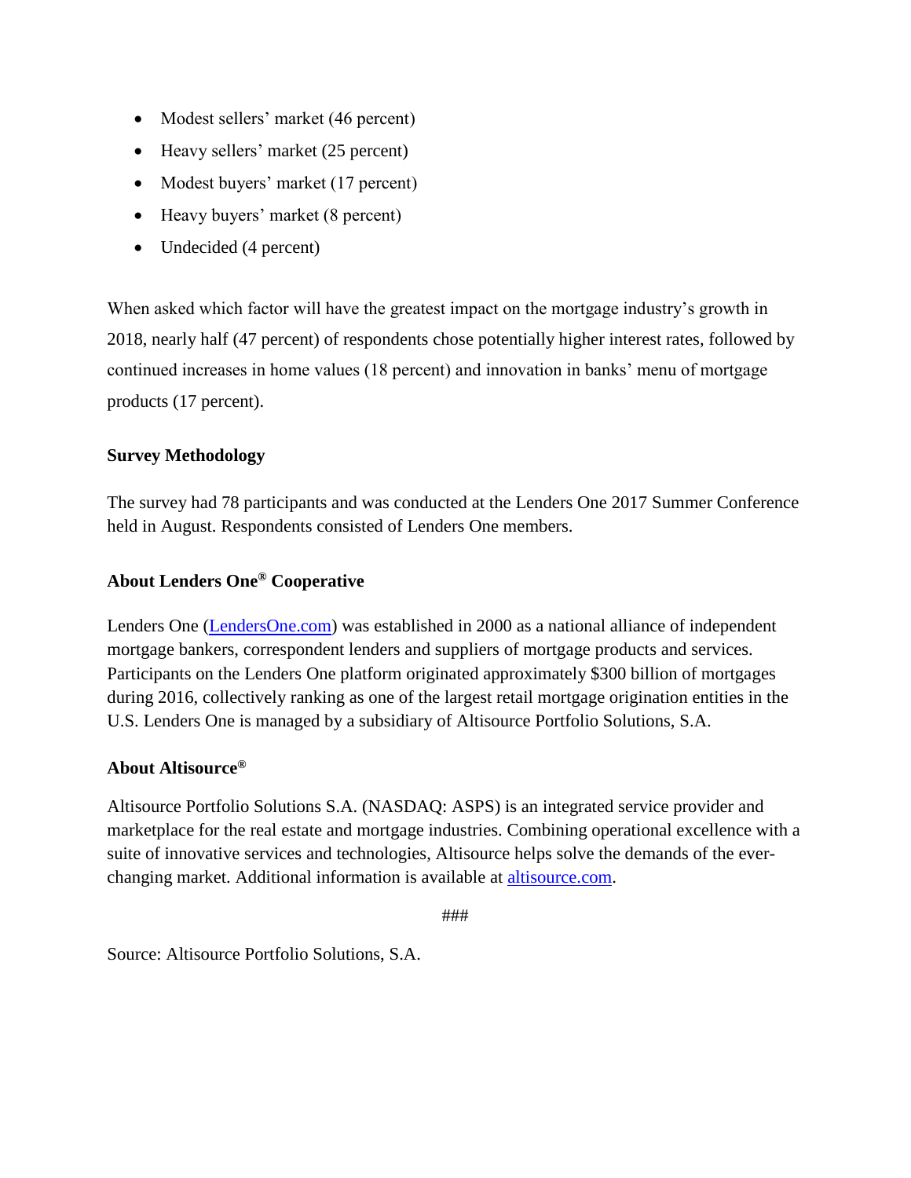- Modest sellers' market (46 percent)
- Heavy sellers' market (25 percent)
- Modest buyers' market (17 percent)
- Heavy buyers' market (8 percent)
- Undecided (4 percent)

When asked which factor will have the greatest impact on the mortgage industry's growth in 2018, nearly half (47 percent) of respondents chose potentially higher interest rates, followed by continued increases in home values (18 percent) and innovation in banks' menu of mortgage products (17 percent).

**Survey Methodology**

The survey had 78 participants and was conducted at the Lenders One 2017 Summer Conference held in August. Respondents consisted of Lenders One members.

**About Lenders One® Cooperative**

Lenders One ([LendersOne.com](LendersOne.com)) was established in 2000 as a national alliance of independent mortgage bankers, correspondent lenders and suppliers of mortgage products and services. Participants on the Lenders One platform originated approximately $300 billion of mortgages during 2016, collectively ranking as one of the largest retail mortgage origination entities in the U.S. Lenders One is managed by a subsidiary of Altisource Portfolio Solutions, S.A.

**About Altisource®**

Altisource Portfolio Solutions S.A. (NASDAQ: ASPS) is an integrated service provider and marketplace for the real estate and mortgage industries. Combining operational excellence with a suite of innovative services and technologies, Altisource helps solve the demands of the ever-changing market. Additional information is available at [altisource.com](altisource.com).

###

Source: Altisource Portfolio Solutions, S.A.